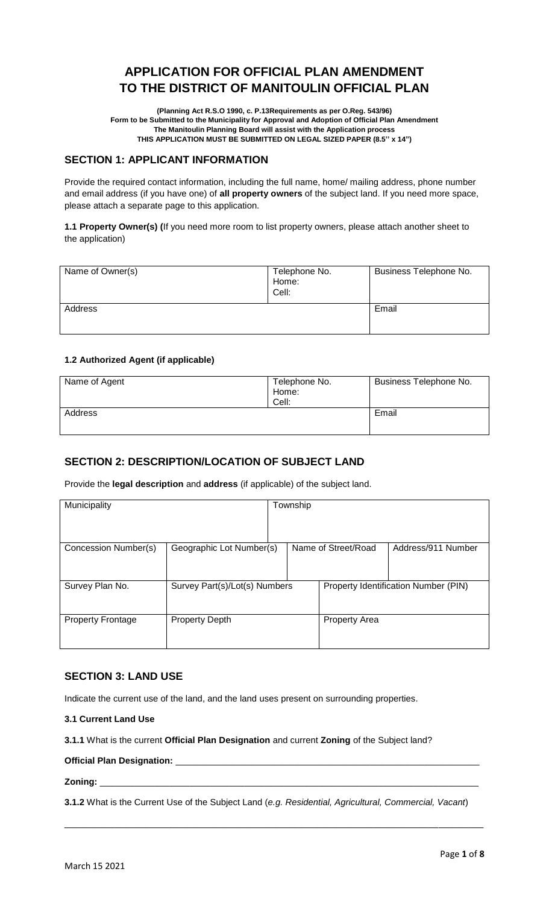# APPLICATION FOR OFFICIAL PLAN AMENDMENT TO THE DISTRICT OF MANITOULIN OFFICIAL PLAN

**(Planning Act R.S.O 1990, c. P.13Requirements as per O.Reg. 543/96)**
**Form to be Submitted to the Municipality for Approval and Adoption of Official Plan Amendment**
**The Manitoulin Planning Board will assist with the Application process**
**THIS APPLICATION MUST BE SUBMITTED ON LEGAL SIZED PAPER (8.5'' x 14")**

## SECTION 1: APPLICANT INFORMATION

Provide the required contact information, including the full name, home/ mailing address, phone number and email address (if you have one) of **all property owners** of the subject land. If you need more space, please attach a separate page to this application.

**1.1 Property Owner(s) (**If you need more room to list property owners, please attach another sheet to the application)

| Name of Owner(s) | Telephone No.<br>Home:<br>Cell: | Business Telephone No. |
|---|---|---|
| Address | | Email |

**1.2 Authorized Agent (if applicable)**

| Name of Agent | Telephone No.<br>Home:<br>Cell: | Business Telephone No. |
|---|---|---|
| Address | | Email |

## SECTION 2: DESCRIPTION/LOCATION OF SUBJECT LAND

Provide the **legal description** and **address** (if applicable) of the subject land.

| Municipality | | Township | |
|---|---|---|---|
| Concession Number(s) | Geographic Lot Number(s) | Name of Street/Road | Address/911 Number |
| Survey Plan No. | Survey Part(s)/Lot(s) Numbers | Property Identification Number (PIN) | |
| Property Frontage | Property Depth | Property Area | |

## SECTION 3: LAND USE

Indicate the current use of the land, and the land uses present on surrounding properties.

**3.1 Current Land Use**

**3.1.1** What is the current **Official Plan Designation** and current **Zoning** of the Subject land?

**Official Plan Designation:** ____________________________________________________________

**Zoning:** ____________________________________________________________

**3.1.2** What is the Current Use of the Subject Land (*e.g. Residential, Agricultural, Commercial, Vacant*)

____________________________________________________________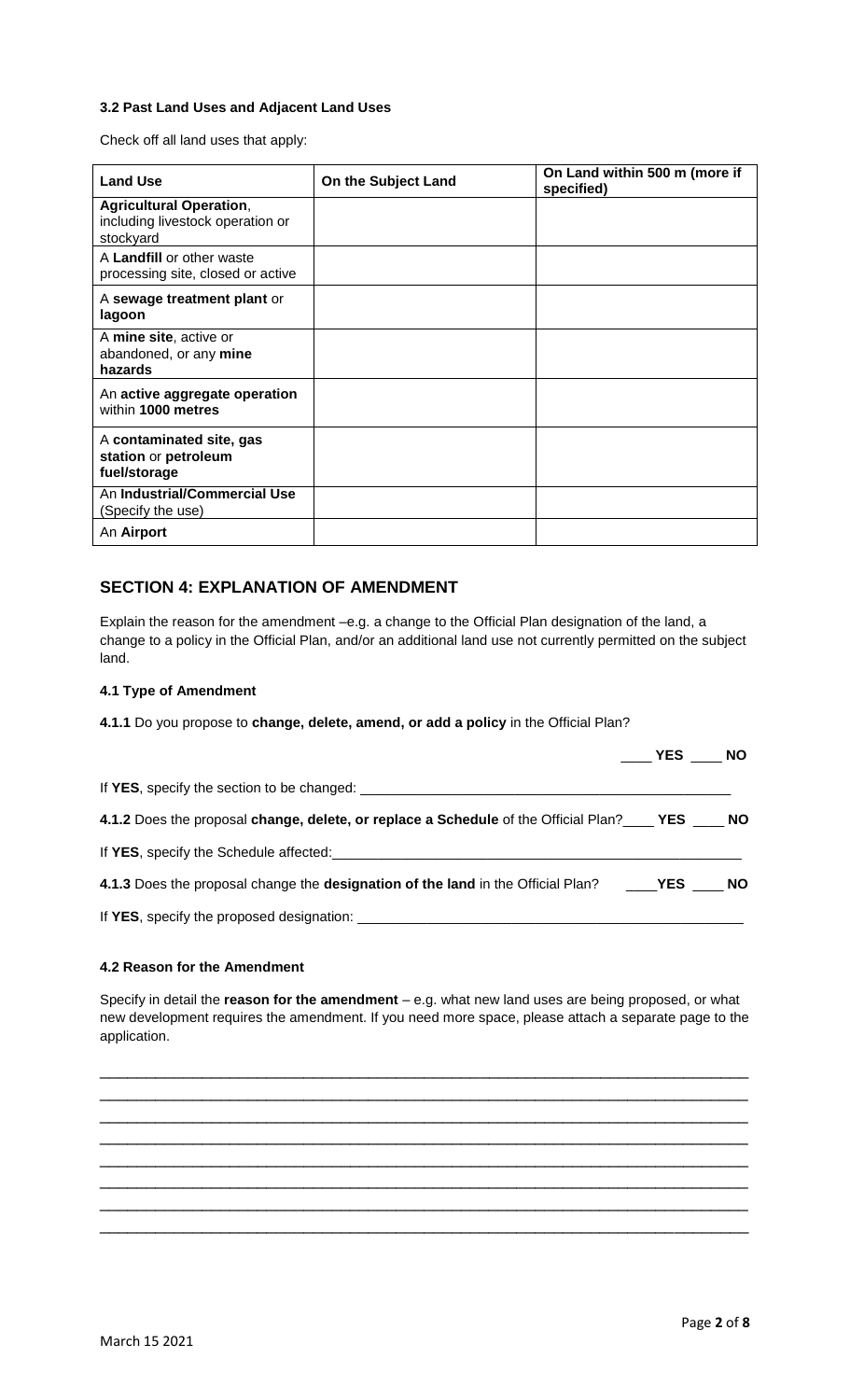### 3.2 Past Land Uses and Adjacent Land Uses

Check off all land uses that apply:

| Land Use | On the Subject Land | On Land within 500 m (more if specified) |
|---|---|---|
| **Agricultural Operation**, including livestock operation or stockyard | | |
| A **Landfill** or other waste processing site, closed or active | | |
| A **sewage treatment plant** or **lagoon** | | |
| A **mine site**, active or abandoned, or any **mine hazards** | | |
| An **active aggregate operation** within **1000 metres** | | |
| A **contaminated site, gas station** or **petroleum fuel/storage** | | |
| An **Industrial/Commercial Use** (Specify the use) | | |
| An **Airport** | | |

## SECTION 4: EXPLANATION OF AMENDMENT

Explain the reason for the amendment –e.g. a change to the Official Plan designation of the land, a change to a policy in the Official Plan, and/or an additional land use not currently permitted on the subject land.

### 4.1 Type of Amendment

**4.1.1** Do you propose to **change, delete, amend, or add a policy** in the Official Plan?

____ **YES** ____ **NO**

If **YES**, specify the section to be changed: ____________________________________________

**4.1.2** Does the proposal **change, delete, or replace a Schedule** of the Official Plan?____ **YES** ____ **NO**

If **YES**, specify the Schedule affected:____________________________________________

**4.1.3** Does the proposal change the **designation of the land** in the Official Plan? ____**YES** ____ **NO**

If **YES**, specify the proposed designation: ____________________________________________

### 4.2 Reason for the Amendment

Specify in detail the **reason for the amendment** – e.g. what new land uses are being proposed, or what new development requires the amendment. If you need more space, please attach a separate page to the application.

________________________________________________________________________________
________________________________________________________________________________
________________________________________________________________________________
________________________________________________________________________________
________________________________________________________________________________
________________________________________________________________________________
________________________________________________________________________________
________________________________________________________________________________

March 15 2021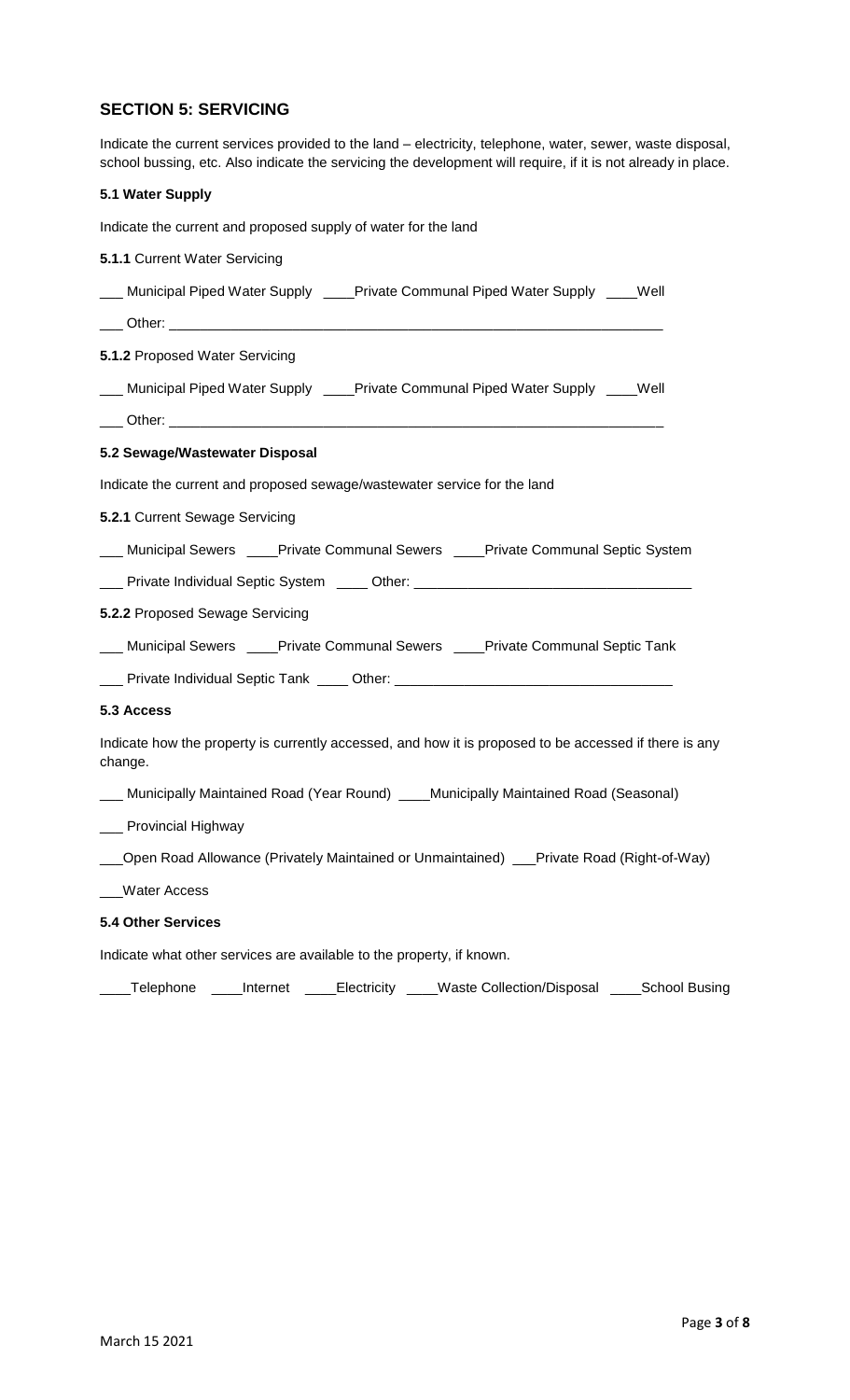## SECTION 5: SERVICING

Indicate the current services provided to the land – electricity, telephone, water, sewer, waste disposal, school bussing, etc. Also indicate the servicing the development will require, if it is not already in place.

### 5.1 Water Supply

Indicate the current and proposed supply of water for the land

**5.1.1** Current Water Servicing

___ Municipal Piped Water Supply ____Private Communal Piped Water Supply ____Well

___ Other: ____________________________________________________________

**5.1.2** Proposed Water Servicing

___ Municipal Piped Water Supply ____Private Communal Piped Water Supply ____Well

___ Other: ____________________________________________________________

### 5.2 Sewage/Wastewater Disposal

Indicate the current and proposed sewage/wastewater service for the land

**5.2.1** Current Sewage Servicing

___ Municipal Sewers ____Private Communal Sewers ____Private Communal Septic System

___ Private Individual Septic System ____ Other: ________________________________

**5.2.2** Proposed Sewage Servicing

___ Municipal Sewers ____Private Communal Sewers ____Private Communal Septic Tank

___ Private Individual Septic Tank ____ Other: ________________________________

### 5.3 Access

Indicate how the property is currently accessed, and how it is proposed to be accessed if there is any change.

___ Municipally Maintained Road (Year Round) ____Municipally Maintained Road (Seasonal)

___ Provincial Highway

___Open Road Allowance (Privately Maintained or Unmaintained) ___Private Road (Right-of-Way)

___Water Access

### 5.4 Other Services

Indicate what other services are available to the property, if known.

____Telephone ____Internet ____Electricity ____Waste Collection/Disposal ____School Busing

March 15 2021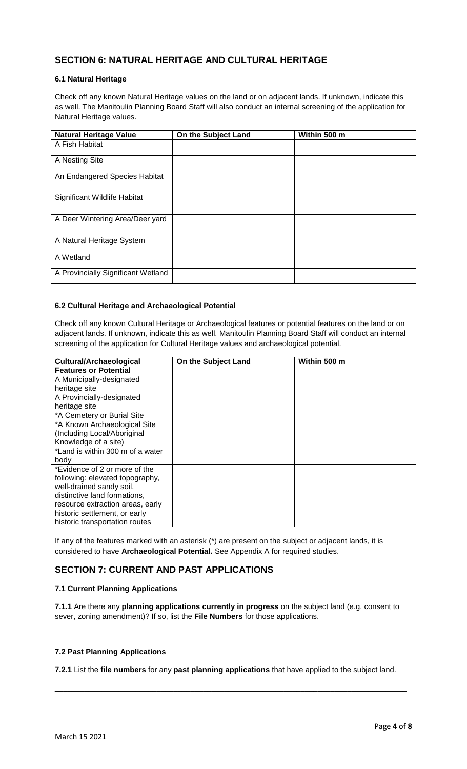## SECTION 6: NATURAL HERITAGE AND CULTURAL HERITAGE

### 6.1 Natural Heritage

Check off any known Natural Heritage values on the land or on adjacent lands. If unknown, indicate this as well. The Manitoulin Planning Board Staff will also conduct an internal screening of the application for Natural Heritage values.

| Natural Heritage Value | On the Subject Land | Within 500 m |
|---|---|---|
| A Fish Habitat | | |
| A Nesting Site | | |
| An Endangered Species Habitat | | |
| Significant Wildlife Habitat | | |
| A Deer Wintering Area/Deer yard | | |
| A Natural Heritage System | | |
| A Wetland | | |
| A Provincially Significant Wetland | | |

### 6.2 Cultural Heritage and Archaeological Potential

Check off any known Cultural Heritage or Archaeological features or potential features on the land or on adjacent lands. If unknown, indicate this as well. Manitoulin Planning Board Staff will conduct an internal screening of the application for Cultural Heritage values and archaeological potential.

| Cultural/Archaeological Features or Potential | On the Subject Land | Within 500 m |
|---|---|---|
| A Municipally-designated heritage site | | |
| A Provincially-designated heritage site | | |
| *A Cemetery or Burial Site | | |
| *A Known Archaeological Site (Including Local/Aboriginal Knowledge of a site) | | |
| *Land is within 300 m of a water body | | |
| *Evidence of 2 or more of the following: elevated topography, well-drained sandy soil, distinctive land formations, resource extraction areas, early historic settlement, or early historic transportation routes | | |

If any of the features marked with an asterisk (*) are present on the subject or adjacent lands, it is considered to have **Archaeological Potential.** See Appendix A for required studies.

## SECTION 7: CURRENT AND PAST APPLICATIONS

### 7.1 Current Planning Applications

**7.1.1** Are there any **planning applications currently in progress** on the subject land (e.g. consent to sever, zoning amendment)? If so, list the **File Numbers** for those applications.

\_\_\_\_\_\_\_\_\_\_\_\_\_\_\_\_\_\_\_\_\_\_\_\_\_\_\_\_\_\_\_\_\_\_\_\_\_\_\_\_\_\_\_\_\_\_\_\_\_\_\_\_\_\_\_\_\_\_\_\_\_\_\_\_\_\_\_\_\_\_\_\_\_\_\_\_

### 7.2 Past Planning Applications

**7.2.1** List the **file numbers** for any **past planning applications** that have applied to the subject land.

\_\_\_\_\_\_\_\_\_\_\_\_\_\_\_\_\_\_\_\_\_\_\_\_\_\_\_\_\_\_\_\_\_\_\_\_\_\_\_\_\_\_\_\_\_\_\_\_\_\_\_\_\_\_\_\_\_\_\_\_\_\_\_\_\_\_\_\_\_\_\_\_\_\_\_\_

\_\_\_\_\_\_\_\_\_\_\_\_\_\_\_\_\_\_\_\_\_\_\_\_\_\_\_\_\_\_\_\_\_\_\_\_\_\_\_\_\_\_\_\_\_\_\_\_\_\_\_\_\_\_\_\_\_\_\_\_\_\_\_\_\_\_\_\_\_\_\_\_\_\_\_\_

March 15 2021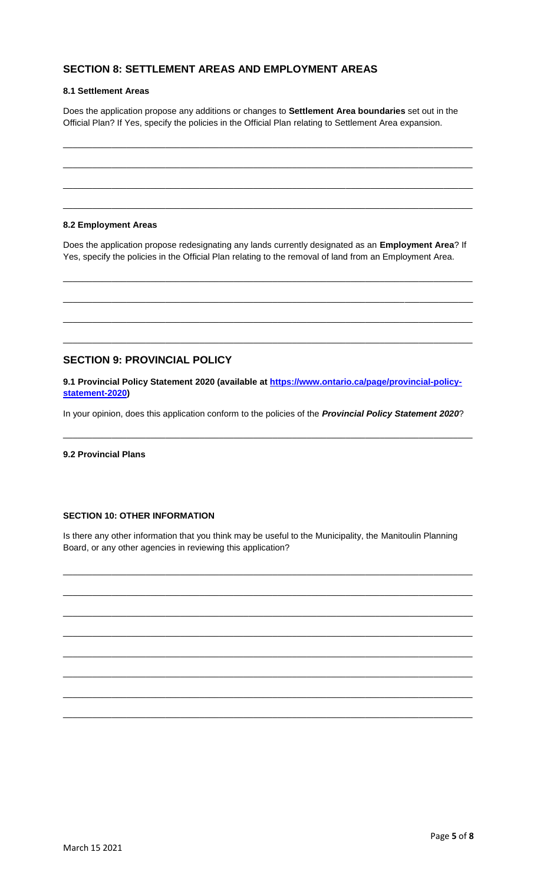## SECTION 8: SETTLEMENT AREAS AND EMPLOYMENT AREAS

### 8.1 Settlement Areas

Does the application propose any additions or changes to **Settlement Area boundaries** set out in the Official Plan? If Yes, specify the policies in the Official Plan relating to Settlement Area expansion.

______________________________________________________________________________

______________________________________________________________________________

______________________________________________________________________________

______________________________________________________________________________

### 8.2 Employment Areas

Does the application propose redesignating any lands currently designated as an **Employment Area**? If Yes, specify the policies in the Official Plan relating to the removal of land from an Employment Area.

______________________________________________________________________________

______________________________________________________________________________

______________________________________________________________________________

______________________________________________________________________________

## SECTION 9: PROVINCIAL POLICY

### 9.1 Provincial Policy Statement 2020 (available at https://www.ontario.ca/page/provincial-policy-statement-2020)

In your opinion, does this application conform to the policies of the ***Provincial Policy Statement 2020***?

______________________________________________________________________________

### 9.2 Provincial Plans

### SECTION 10: OTHER INFORMATION

Is there any other information that you think may be useful to the Municipality, the Manitoulin Planning Board, or any other agencies in reviewing this application?

______________________________________________________________________________

______________________________________________________________________________

______________________________________________________________________________

______________________________________________________________________________

______________________________________________________________________________

______________________________________________________________________________

______________________________________________________________________________

______________________________________________________________________________

March 15 2021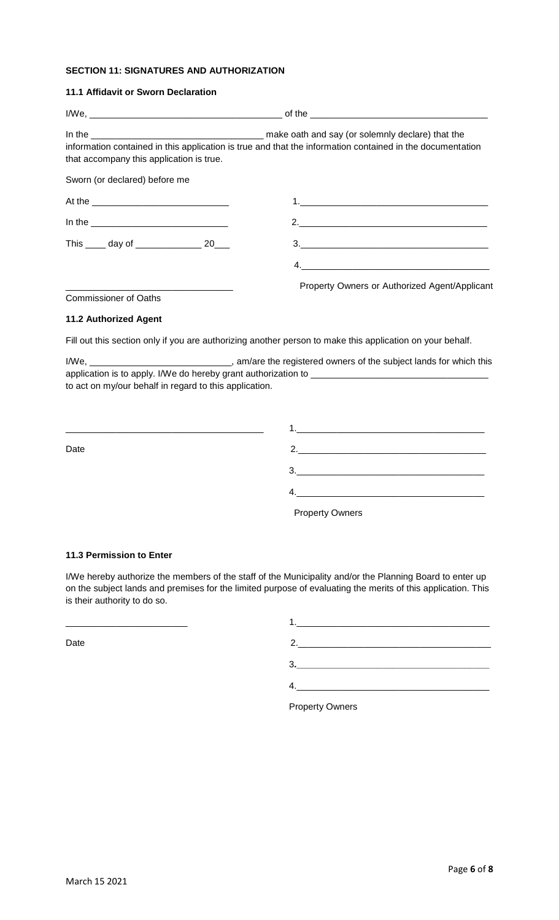### SECTION 11: SIGNATURES AND AUTHORIZATION

#### 11.1 Affidavit or Sworn Declaration

I/We, ____________________________________ of the ________________________________

In the ________________________________ make oath and say (or solemnly declare) that the information contained in this application is true and that the information contained in the documentation that accompany this application is true.

Sworn (or declared) before me

At the __________________________

In the __________________________

This ____ day of _____________ 20___

_______________________________

Commissioner of Oaths

1.____________________________________

2.____________________________________

3.____________________________________

4.____________________________________

Property Owners or Authorized Agent/Applicant

#### 11.2 Authorized Agent

Fill out this section only if you are authorizing another person to make this application on your behalf.

I/We, ___________________________, am/are the registered owners of the subject lands for which this application is to apply. I/We do hereby grant authorization to __________________________________ to act on my/our behalf in regard to this application.

_____________________________________

Date

1.____________________________________

2.____________________________________

3.____________________________________

4.____________________________________

Property Owners

#### 11.3 Permission to Enter

I/We hereby authorize the members of the staff of the Municipality and/or the Planning Board to enter up on the subject lands and premises for the limited purpose of evaluating the merits of this application. This is their authority to do so.

_______________________

Date

1.____________________________________

2.____________________________________

3.____________________________________

4.____________________________________

Property Owners

March 15 2021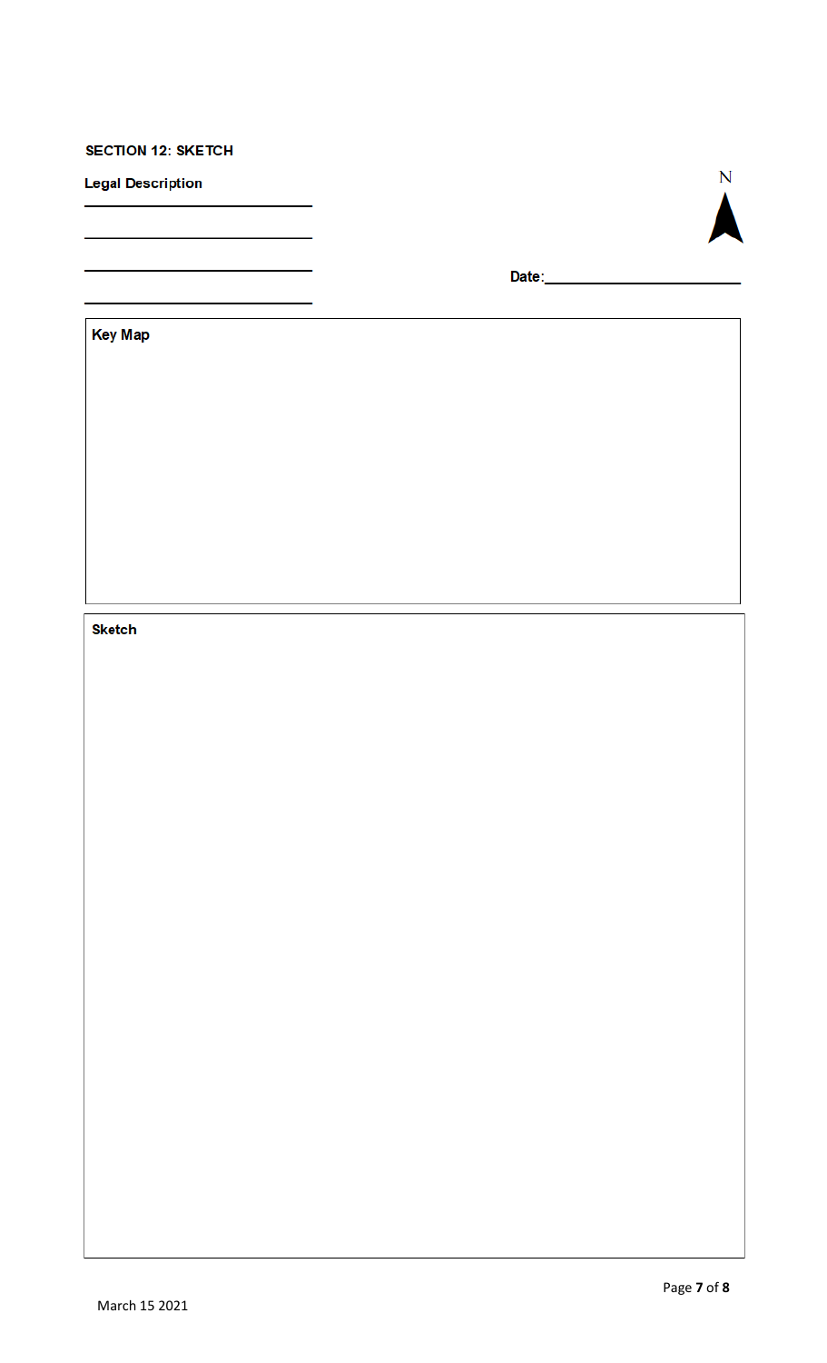**SECTION 12: SKETCH**

**Legal Description**

\_\_\_\_\_\_\_\_\_\_\_\_\_\_\_\_\_\_\_\_\_\_\_\_\_\_

\_\_\_\_\_\_\_\_\_\_\_\_\_\_\_\_\_\_\_\_\_\_\_\_\_\_

\_\_\_\_\_\_\_\_\_\_\_\_\_\_\_\_\_\_\_\_\_\_\_\_\_\_

\_\_\_\_\_\_\_\_\_\_\_\_\_\_\_\_\_\_\_\_\_\_\_\_\_\_

N

**Date:**\_\_\_\_\_\_\_\_\_\_\_\_\_\_\_\_\_\_\_\_\_\_\_\_

**Key Map**

**Sketch**

March 15 2021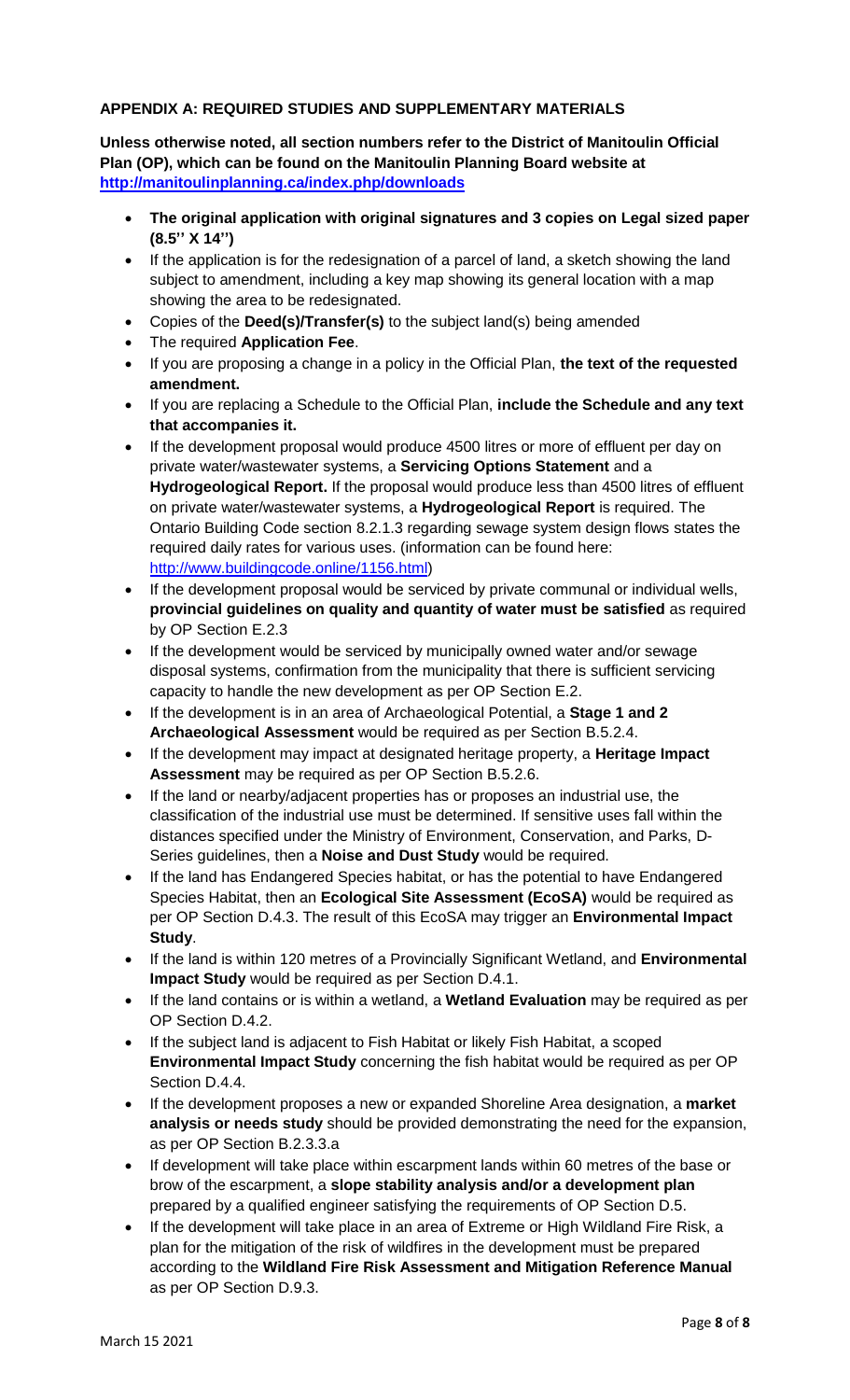**APPENDIX A: REQUIRED STUDIES AND SUPPLEMENTARY MATERIALS**

**Unless otherwise noted, all section numbers refer to the District of Manitoulin Official Plan (OP), which can be found on the Manitoulin Planning Board website at http://manitoulinplanning.ca/index.php/downloads**

- **The original application with original signatures and 3 copies on Legal sized paper (8.5'' X 14'')**
- If the application is for the redesignation of a parcel of land, a sketch showing the land subject to amendment, including a key map showing its general location with a map showing the area to be redesignated.
- Copies of the **Deed(s)/Transfer(s)** to the subject land(s) being amended
- The required **Application Fee**.
- If you are proposing a change in a policy in the Official Plan, **the text of the requested amendment.**
- If you are replacing a Schedule to the Official Plan, **include the Schedule and any text that accompanies it.**
- If the development proposal would produce 4500 litres or more of effluent per day on private water/wastewater systems, a **Servicing Options Statement** and a **Hydrogeological Report.** If the proposal would produce less than 4500 litres of effluent on private water/wastewater systems, a **Hydrogeological Report** is required. The Ontario Building Code section 8.2.1.3 regarding sewage system design flows states the required daily rates for various uses. (information can be found here: http://www.buildingcode.online/1156.html)
- If the development proposal would be serviced by private communal or individual wells, **provincial guidelines on quality and quantity of water must be satisfied** as required by OP Section E.2.3
- If the development would be serviced by municipally owned water and/or sewage disposal systems, confirmation from the municipality that there is sufficient servicing capacity to handle the new development as per OP Section E.2.
- If the development is in an area of Archaeological Potential, a **Stage 1 and 2 Archaeological Assessment** would be required as per Section B.5.2.4.
- If the development may impact at designated heritage property, a **Heritage Impact Assessment** may be required as per OP Section B.5.2.6.
- If the land or nearby/adjacent properties has or proposes an industrial use, the classification of the industrial use must be determined. If sensitive uses fall within the distances specified under the Ministry of Environment, Conservation, and Parks, D-Series guidelines, then a **Noise and Dust Study** would be required.
- If the land has Endangered Species habitat, or has the potential to have Endangered Species Habitat, then an **Ecological Site Assessment (EcoSA)** would be required as per OP Section D.4.3. The result of this EcoSA may trigger an **Environmental Impact Study**.
- If the land is within 120 metres of a Provincially Significant Wetland, and **Environmental Impact Study** would be required as per Section D.4.1.
- If the land contains or is within a wetland, a **Wetland Evaluation** may be required as per OP Section D.4.2.
- If the subject land is adjacent to Fish Habitat or likely Fish Habitat, a scoped **Environmental Impact Study** concerning the fish habitat would be required as per OP Section D.4.4.
- If the development proposes a new or expanded Shoreline Area designation, a **market analysis or needs study** should be provided demonstrating the need for the expansion, as per OP Section B.2.3.3.a
- If development will take place within escarpment lands within 60 metres of the base or brow of the escarpment, a **slope stability analysis and/or a development plan** prepared by a qualified engineer satisfying the requirements of OP Section D.5.
- If the development will take place in an area of Extreme or High Wildland Fire Risk, a plan for the mitigation of the risk of wildfires in the development must be prepared according to the **Wildland Fire Risk Assessment and Mitigation Reference Manual** as per OP Section D.9.3.

March 15 2021